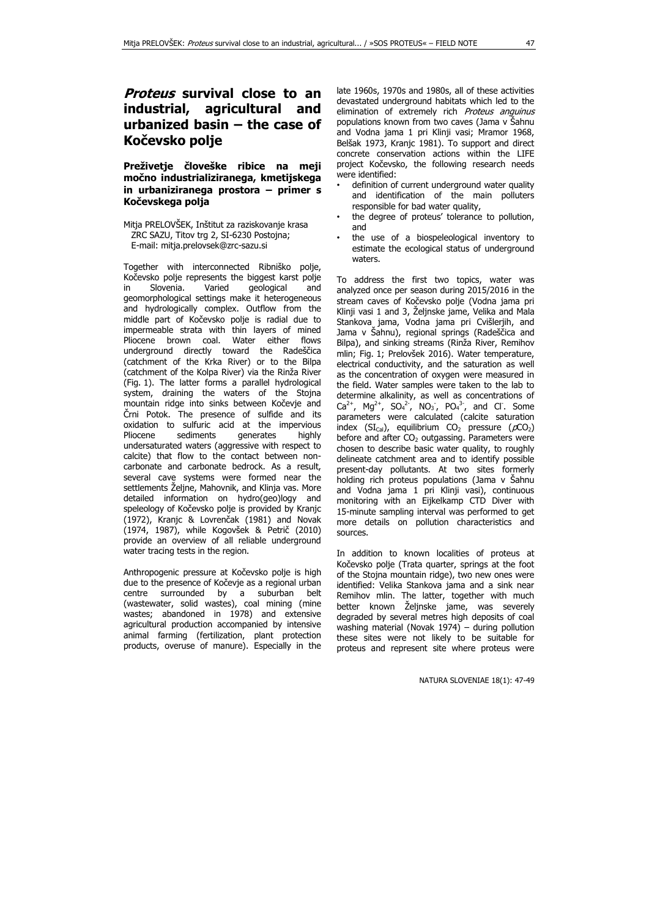# *Proteus* survival close to an industrial, agricultural and urbanized basin – the case of Kočevsko polje

## Preživetje človeške ribice na meji močno industrializiranega, kmetijskega in urbaniziranega prostora – primer s Kočevskega polja

Mitja PRELOVŠEK, Inštitut za raziskovanje krasa ZRC SAZU, Titov trg 2, SI-6230 Postojna; E-mail: mitja.prelovsek@zrc-sazu.si

Together with interconnected Ribniško polje, Kočevsko polje represents the biggest karst polje in Slovenia. Varied geological and geomorphological settings make it heterogeneous and hydrologically complex. Outflow from the middle part of Kočevsko polje is radial due to impermeable strata with thin layers of mined Pliocene brown coal. Water either flows underground directly toward the Radeščica (catchment of the Krka River) or to the Bilpa (catchment of the Kolpa River) via the Rinža River (Fig. 1). The latter forms a parallel hydrological system, draining the waters of the Stojna mountain ridge into sinks between Kočevje and Črni Potok. The presence of sulfide and its oxidation to sulfuric acid at the impervious Pliocene sediments generates highly undersaturated waters (aggressive with respect to calcite) that flow to the contact between non-carbonate and carbonate bedrock. As a result, several cave systems were formed near the settlements Željne, Mahovnik, and Klinja vas. More detailed information on hydro(geo)logy and speleology of Kočevsko polje is provided by Kranjc (1972), Kranjc & Lovrenčak (1981) and Novak (1974, 1987), while Kogovšek & Petrič (2010) provide an overview of all reliable underground water tracing tests in the region.

Anthropogenic pressure at Kočevsko polje is high due to the presence of Kočevje as a regional urban centre surrounded by a suburban belt (wastewater, solid wastes), coal mining (mine wastes; abandoned in 1978) and extensive agricultural production accompanied by intensive animal farming (fertilization, plant protection products, overuse of manure). Especially in the late 1960s, 1970s and 1980s, all of these activities devastated underground habitats which led to the elimination of extremely rich *Proteus anguinus* populations known from two caves (Jama v Šahnu and Vodna jama 1 pri Klinji vasi; Mramor 1968, Belšak 1973, Kranjc 1981). To support and direct concrete conservation actions within the LIFE project Kočevsko, the following research needs were identified:

- definition of current underground water quality and identification of the main polluters responsible for bad water quality,
- the degree of proteus' tolerance to pollution, and
- the use of a biospeleological inventory to estimate the ecological status of underground waters.

To address the first two topics, water was analyzed once per season during 2015/2016 in the stream caves of Kočevsko polje (Vodna jama pri Klinji vasi 1 and 3, Željnske jame, Velika and Mala Stankova jama, Vodna jama pri Cvišlerjih, and Jama v Šahnu), regional springs (Radeščica and Bilpa), and sinking streams (Rinža River, Remihov mlin; Fig. 1; Prelovšek 2016). Water temperature, electrical conductivity, and the saturation as well as the concentration of oxygen were measured in the field. Water samples were taken to the lab to determine alkalinity, as well as concentrations of $Ca^{2+}$, $Mg^{2+}$, $SO_4^{2-}$, $NO_3^-$, $PO_4^{3-}$, and $Cl^-$. Some parameters were calculated (calcite saturation index ($SI_{Cal}$), equilibrium $CO_2$ pressure ($pCO_2$) before and after $CO_2$ outgassing. Parameters were chosen to describe basic water quality, to roughly delineate catchment area and to identify possible present-day pollutants. At two sites formerly holding rich proteus populations (Jama v Šahnu and Vodna jama 1 pri Klinji vasi), continuous monitoring with an Eijkelkamp CTD Diver with 15-minute sampling interval was performed to get more details on pollution characteristics and sources.

In addition to known localities of proteus at Kočevsko polje (Trata quarter, springs at the foot of the Stojna mountain ridge), two new ones were identified: Velika Stankova jama and a sink near Remihov mlin. The latter, together with much better known Željnske jame, was severely degraded by several metres high deposits of coal washing material (Novak 1974) – during pollution these sites were not likely to be suitable for proteus and represent site where proteus were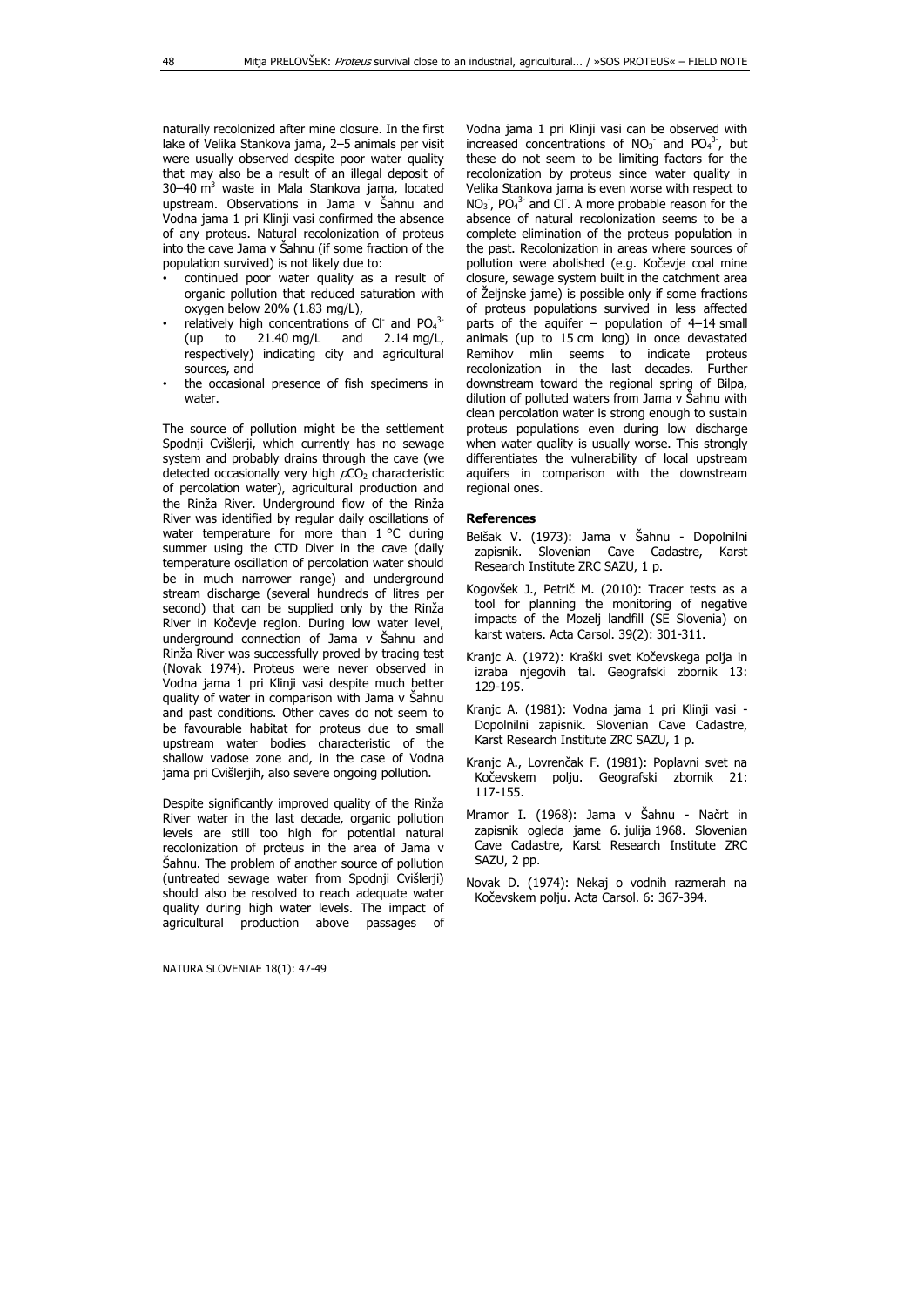naturally recolonized after mine closure. In the first lake of Velika Stankova jama, 2–5 animals per visit were usually observed despite poor water quality that may also be a result of an illegal deposit of 30–40 $m^3$ waste in Mala Stankova jama, located upstream. Observations in Jama v Šahnu and Vodna jama 1 pri Klinji vasi confirmed the absence of any proteus. Natural recolonization of proteus into the cave Jama v Šahnu (if some fraction of the population survived) is not likely due to:

- continued poor water quality as a result of organic pollution that reduced saturation with oxygen below 20% (1.83 mg/L),
- relatively high concentrations of $Cl^-$ and $PO_4^{3-}$ (up to 21.40 mg/L and 2.14 mg/L, respectively) indicating city and agricultural sources, and
- the occasional presence of fish specimens in water.

The source of pollution might be the settlement Spodnji Cvišlerji, which currently has no sewage system and probably drains through the cave (we detected occasionally very high $pCO_2$ characteristic of percolation water), agricultural production and the Rinža River. Underground flow of the Rinža River was identified by regular daily oscillations of water temperature for more than 1 °C during summer using the CTD Diver in the cave (daily temperature oscillation of percolation water should be in much narrower range) and underground stream discharge (several hundreds of litres per second) that can be supplied only by the Rinža River in Kočevje region. During low water level, underground connection of Jama v Šahnu and Rinža River was successfully proved by tracing test (Novak 1974). Proteus were never observed in Vodna jama 1 pri Klinji vasi despite much better quality of water in comparison with Jama v Šahnu and past conditions. Other caves do not seem to be favourable habitat for proteus due to small upstream water bodies characteristic of the shallow vadose zone and, in the case of Vodna jama pri Cvišlerjih, also severe ongoing pollution.

Despite significantly improved quality of the Rinža River water in the last decade, organic pollution levels are still too high for potential natural recolonization of proteus in the area of Jama v Šahnu. The problem of another source of pollution (untreated sewage water from Spodnji Cvišlerji) should also be resolved to reach adequate water quality during high water levels. The impact of agricultural production above passages of Vodna jama 1 pri Klinji vasi can be observed with increased concentrations of $NO_3^-$ and $PO_4^{3-}$, but these do not seem to be limiting factors for the recolonization by proteus since water quality in Velika Stankova jama is even worse with respect to $NO_3^-$, $PO_4^{3-}$ and $Cl^-$. A more probable reason for the absence of natural recolonization seems to be a complete elimination of the proteus population in the past. Recolonization in areas where sources of pollution were abolished (e.g. Kočevje coal mine closure, sewage system built in the catchment area of Željnske jame) is possible only if some fractions of proteus populations survived in less affected parts of the aquifer – population of 4–14 small animals (up to 15 cm long) in once devastated Remihov mlin seems to indicate proteus recolonization in the last decades. Further downstream toward the regional spring of Bilpa, dilution of polluted waters from Jama v Šahnu with clean percolation water is strong enough to sustain proteus populations even during low discharge when water quality is usually worse. This strongly differentiates the vulnerability of local upstream aquifers in comparison with the downstream regional ones.

## References

Belšak V. (1973): Jama v Šahnu - Dopolnilni zapisnik. Slovenian Cave Cadastre, Karst Research Institute ZRC SAZU, 1 p.

Kogovšek J., Petrič M. (2010): Tracer tests as a tool for planning the monitoring of negative impacts of the Mozelj landfill (SE Slovenia) on karst waters. Acta Carsol. 39(2): 301-311.

Kranjc A. (1972): Kraški svet Kočevskega polja in izraba njegovih tal. Geografski zbornik 13: 129-195.

Kranjc A. (1981): Vodna jama 1 pri Klinji vasi - Dopolnilni zapisnik. Slovenian Cave Cadastre, Karst Research Institute ZRC SAZU, 1 p.

Kranjc A., Lovrenčak F. (1981): Poplavni svet na Kočevskem polju. Geografski zbornik 21: 117-155.

Mramor I. (1968): Jama v Šahnu - Načrt in zapisnik ogleda jame 6. julija 1968. Slovenian Cave Cadastre, Karst Research Institute ZRC SAZU, 2 pp.

Novak D. (1974): Nekaj o vodnih razmerah na Kočevskem polju. Acta Carsol. 6: 367-394.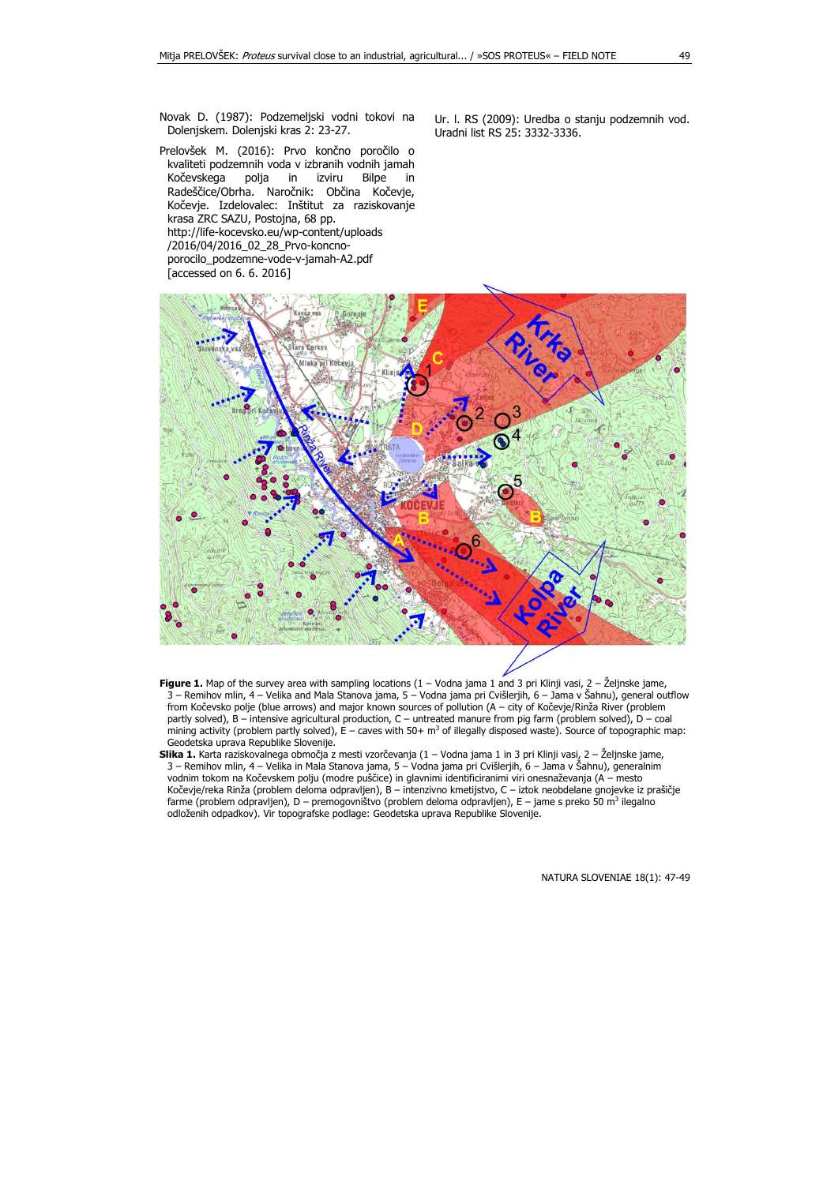Novak D. (1987): Podzemeljski vodni tokovi na Dolenjskem. Dolenjski kras 2: 23-27.

Prelovšek M. (2016): Prvo končno poročilo o kvaliteti podzemnih voda v izbranih vodnih jamah Kočevskega polja in izviru Bilpe in Radeščice/Obrha. Naročnik: Občina Kočevje, Kočevje. Izdelovalec: Inštitut za raziskovanje krasa ZRC SAZU, Postojna, 68 pp. http://life-kocevsko.eu/wp-content/uploads/2016/04/2016_02_28_Prvo-koncno-porocilo_podzemne-vode-v-jamah-A2.pdf [accessed on 6. 6. 2016]

Ur. l. RS (2009): Uredba o stanju podzemnih vod. Uradni list RS 25: 3332-3336.

**Figure 1.** Map of the survey area with sampling locations (1 – Vodna jama 1 and 3 pri Klinji vasi, 2 – Željnske jame, 3 – Remihov mlin, 4 – Velika and Mala Stanova jama, 5 – Vodna jama pri Cvišlerjih, 6 – Jama v Šahnu), general outflow from Kočevsko polje (blue arrows) and major known sources of pollution (A – city of Kočevje/Rinža River (problem partly solved), B – intensive agricultural production, C – untreated manure from pig farm (problem solved), D – coal mining activity (problem partly solved), E – caves with 50+ m$^3$ of illegally disposed waste). Source of topographic map: Geodetska uprava Republike Slovenije.

**Slika 1.** Karta raziskovalnega območja z mesti vzorčevanja (1 – Vodna jama 1 in 3 pri Klinji vasi, 2 – Željnske jame, 3 – Remihov mlin, 4 – Velika in Mala Stanova jama, 5 – Vodna jama pri Cvišlerjih, 6 – Jama v Šahnu), generalnim vodnim tokom na Kočevskem polju (modre puščice) in glavnimi identificiranimi viri onesnaževanja (A – mesto Kočevje/reka Rinža (problem deloma odpravljen), B – intenzivno kmetijstvo, C – iztok neobdelane gnojevke iz prašičje farme (problem odpravljen), D – premogovništvo (problem deloma odpravljen), E – jame s preko 50 m$^3$ ilegalno odloženih odpadkov). Vir topografske podlage: Geodetska uprava Republike Slovenije.